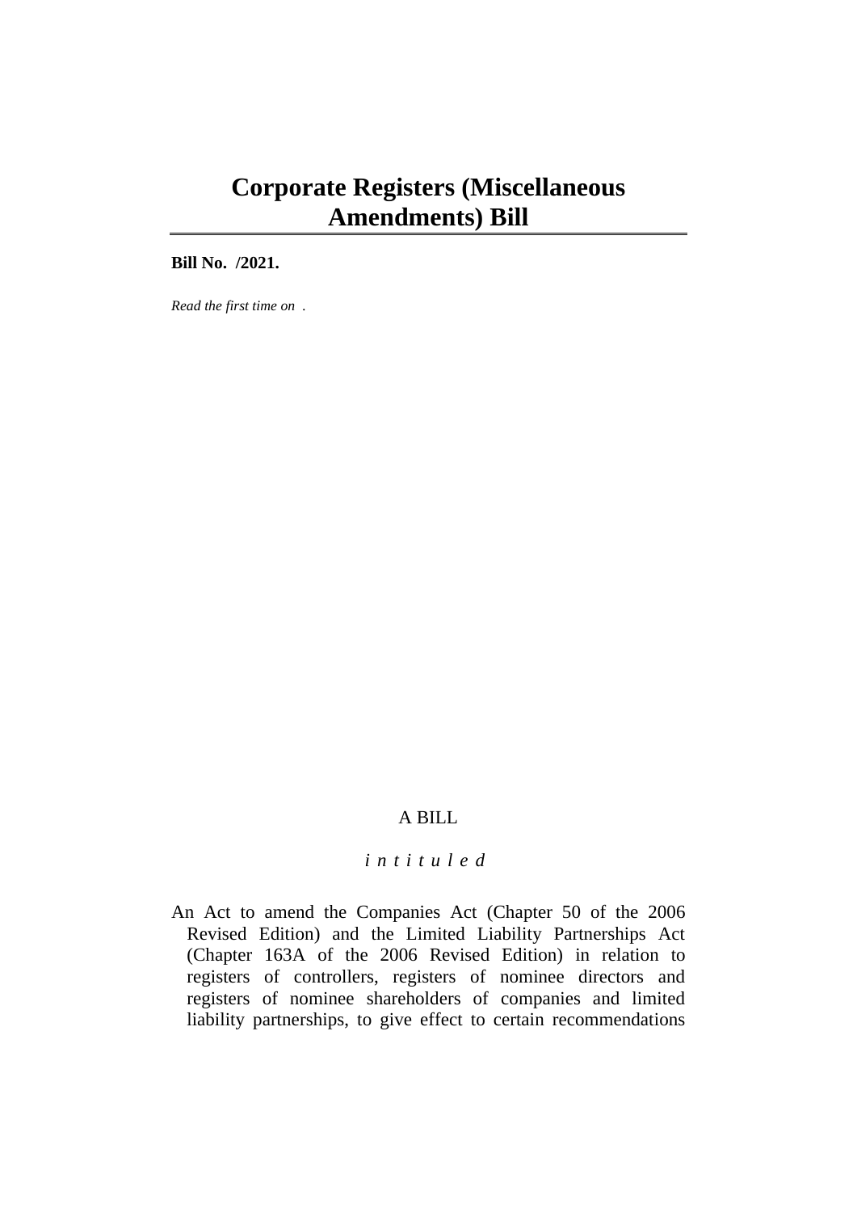# Corporate Registers (Miscellaneous Amendments) Bill

**Bill No. /2021.**

*Read the first time on .*

A BILL

*i n t i t u l e d*

An Act to amend the Companies Act (Chapter 50 of the 2006 Revised Edition) and the Limited Liability Partnerships Act (Chapter 163A of the 2006 Revised Edition) in relation to registers of controllers, registers of nominee directors and registers of nominee shareholders of companies and limited liability partnerships, to give effect to certain recommendations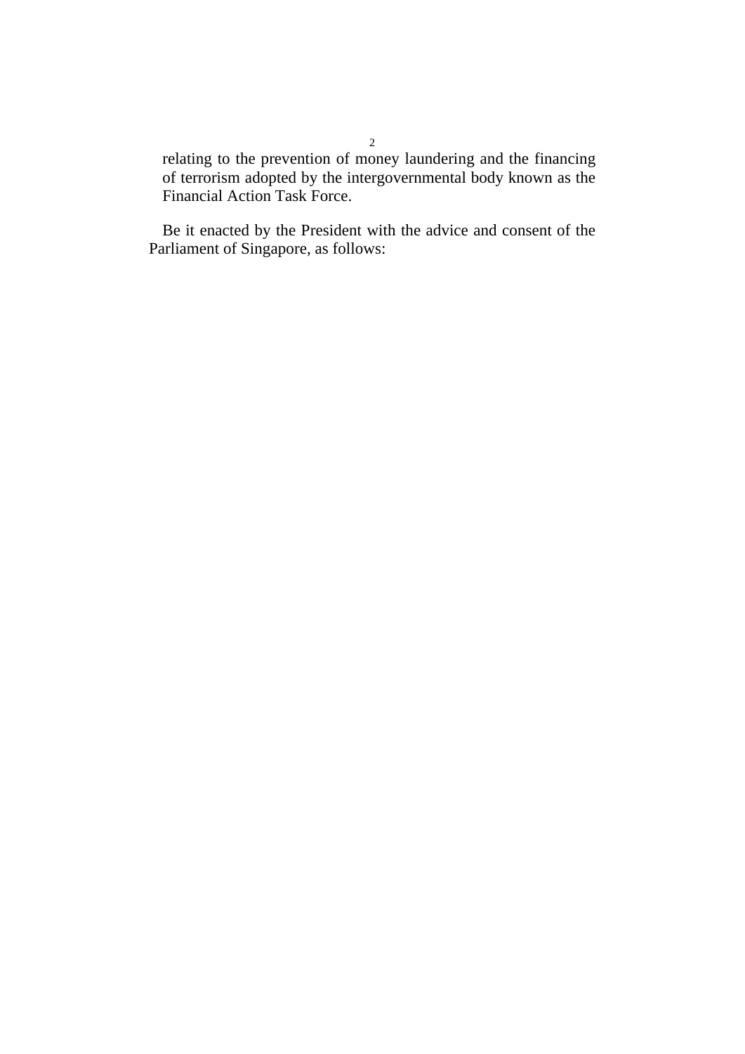relating to the prevention of money laundering and the financing of terrorism adopted by the intergovernmental body known as the Financial Action Task Force.

Be it enacted by the President with the advice and consent of the Parliament of Singapore, as follows: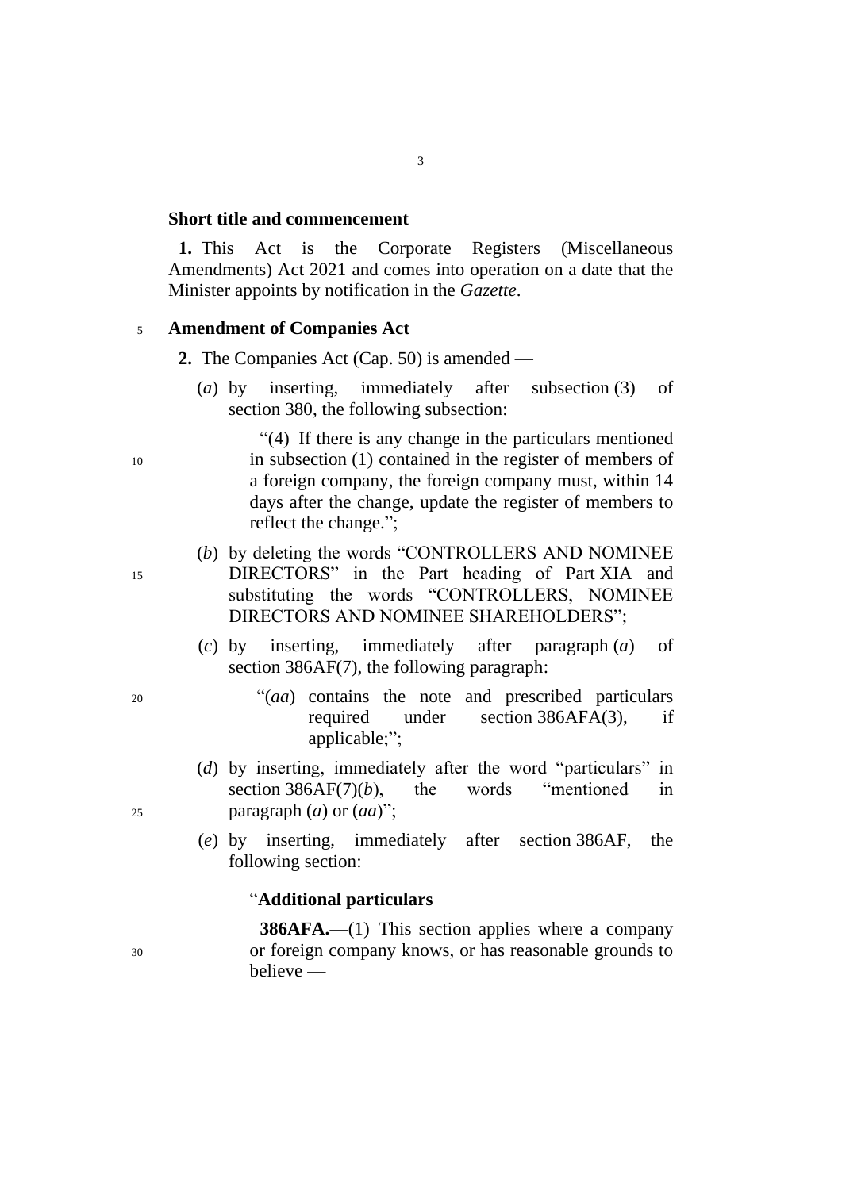**Short title and commencement**

**1.** This Act is the Corporate Registers (Miscellaneous Amendments) Act 2021 and comes into operation on a date that the Minister appoints by notification in the *Gazette*.

**Amendment of Companies Act**

**2.** The Companies Act (Cap. 50) is amended —

(*a*) by inserting, immediately after subsection (3) of section 380, the following subsection:

"(4) If there is any change in the particulars mentioned in subsection (1) contained in the register of members of a foreign company, the foreign company must, within 14 days after the change, update the register of members to reflect the change.";

(*b*) by deleting the words "CONTROLLERS AND NOMINEE DIRECTORS" in the Part heading of Part XIA and substituting the words "CONTROLLERS, NOMINEE DIRECTORS AND NOMINEE SHAREHOLDERS";

(*c*) by inserting, immediately after paragraph (*a*) of section 386AF(7), the following paragraph:

"(*aa*) contains the note and prescribed particulars required under section 386AFA(3), if applicable;";

(*d*) by inserting, immediately after the word "particulars" in section 386AF(7)(*b*), the words "mentioned in paragraph (*a*) or (*aa*)";

(*e*) by inserting, immediately after section 386AF, the following section:

"**Additional particulars**

**386AFA.**—(1) This section applies where a company or foreign company knows, or has reasonable grounds to believe —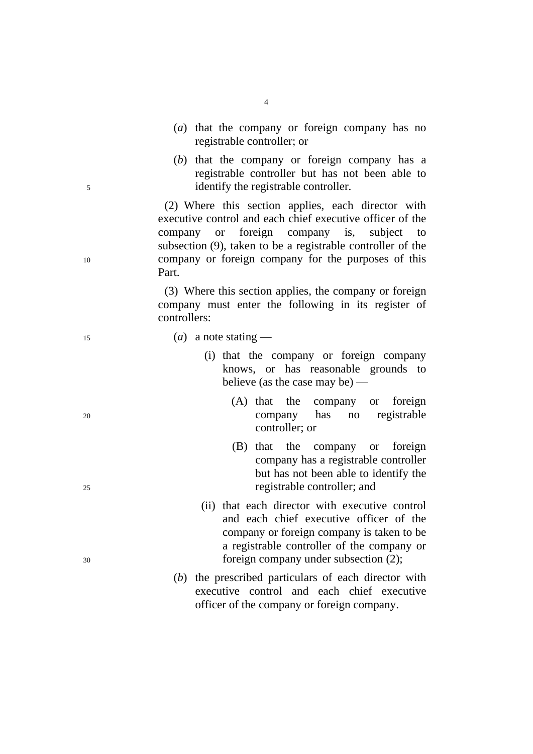(*a*) that the company or foreign company has no registrable controller; or

(*b*) that the company or foreign company has a registrable controller but has not been able to identify the registrable controller.

(2) Where this section applies, each director with executive control and each chief executive officer of the company or foreign company is, subject to subsection (9), taken to be a registrable controller of the company or foreign company for the purposes of this Part.

(3) Where this section applies, the company or foreign company must enter the following in its register of controllers:

(*a*) a note stating —

(i) that the company or foreign company knows, or has reasonable grounds to believe (as the case may be) —

(A) that the company or foreign company has no registrable controller; or

(B) that the company or foreign company has a registrable controller but has not been able to identify the registrable controller; and

(ii) that each director with executive control and each chief executive officer of the company or foreign company is taken to be a registrable controller of the company or foreign company under subsection (2);

(*b*) the prescribed particulars of each director with executive control and each chief executive officer of the company or foreign company.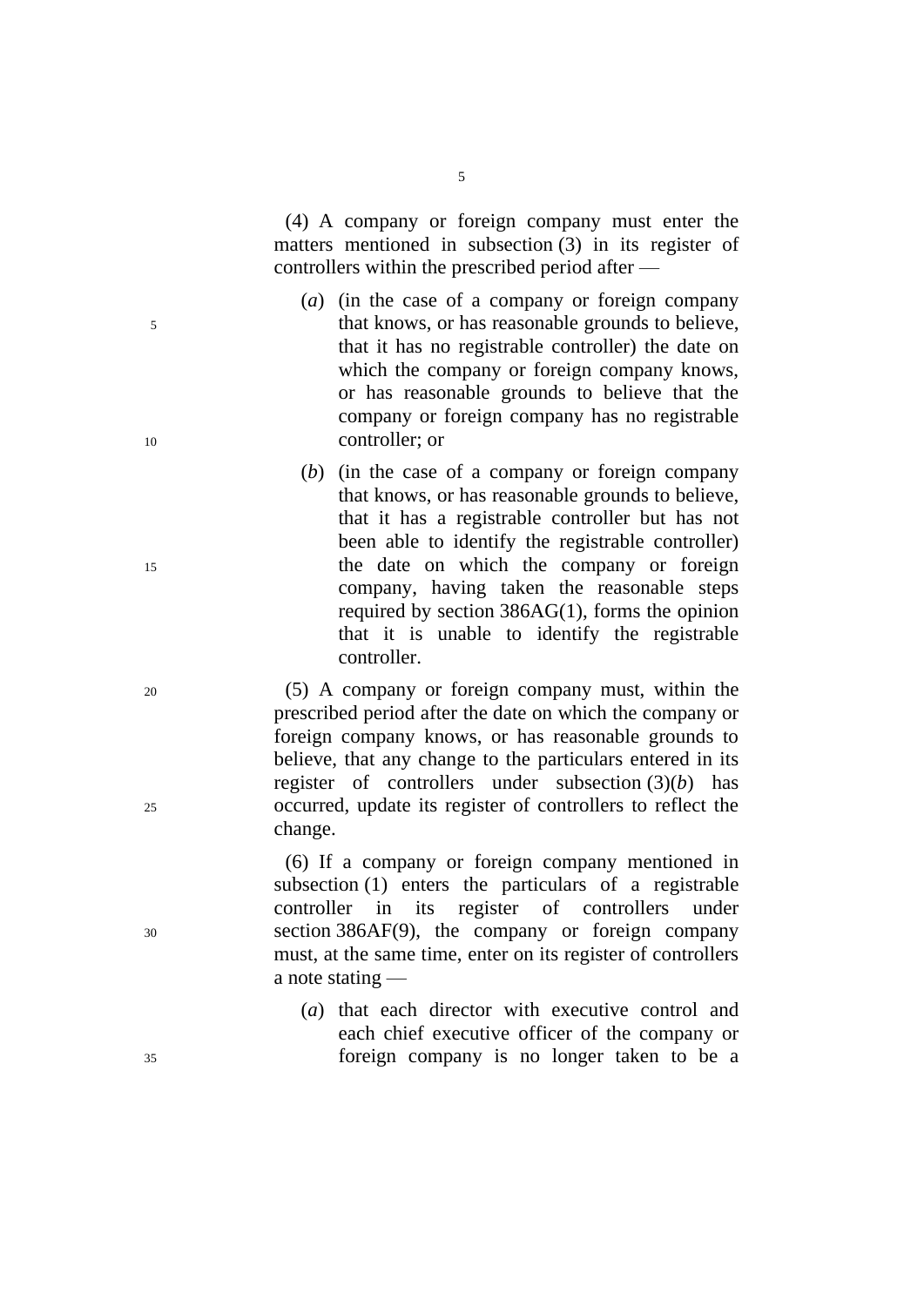(4) A company or foreign company must enter the matters mentioned in subsection (3) in its register of controllers within the prescribed period after —

(*a*) (in the case of a company or foreign company that knows, or has reasonable grounds to believe, that it has no registrable controller) the date on which the company or foreign company knows, or has reasonable grounds to believe that the company or foreign company has no registrable controller; or

(*b*) (in the case of a company or foreign company that knows, or has reasonable grounds to believe, that it has a registrable controller but has not been able to identify the registrable controller) the date on which the company or foreign company, having taken the reasonable steps required by section 386AG(1), forms the opinion that it is unable to identify the registrable controller.

(5) A company or foreign company must, within the prescribed period after the date on which the company or foreign company knows, or has reasonable grounds to believe, that any change to the particulars entered in its register of controllers under subsection (3)(*b*) has occurred, update its register of controllers to reflect the change.

(6) If a company or foreign company mentioned in subsection (1) enters the particulars of a registrable controller in its register of controllers under section 386AF(9), the company or foreign company must, at the same time, enter on its register of controllers a note stating —

(*a*) that each director with executive control and each chief executive officer of the company or foreign company is no longer taken to be a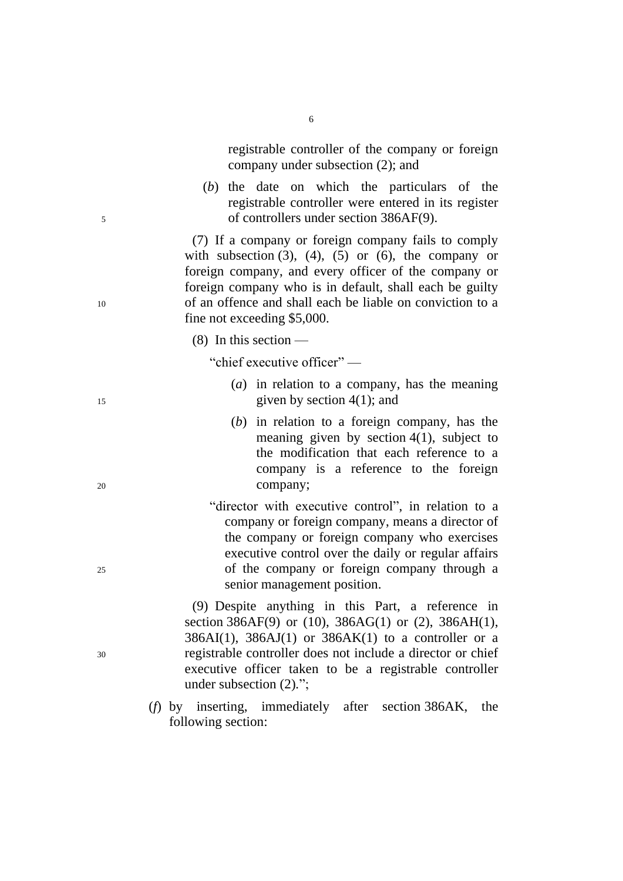registrable controller of the company or foreign company under subsection (2); and

(*b*) the date on which the particulars of the registrable controller were entered in its register of controllers under section 386AF(9).

(7) If a company or foreign company fails to comply with subsection (3), (4), (5) or (6), the company or foreign company, and every officer of the company or foreign company who is in default, shall each be guilty of an offence and shall each be liable on conviction to a fine not exceeding $5,000.

(8) In this section —

"chief executive officer" —

(*a*) in relation to a company, has the meaning given by section 4(1); and

(*b*) in relation to a foreign company, has the meaning given by section 4(1), subject to the modification that each reference to a company is a reference to the foreign company;

"director with executive control", in relation to a company or foreign company, means a director of the company or foreign company who exercises executive control over the daily or regular affairs of the company or foreign company through a senior management position.

(9) Despite anything in this Part, a reference in section 386AF(9) or (10), 386AG(1) or (2), 386AH(1), 386AI(1), 386AJ(1) or 386AK(1) to a controller or a registrable controller does not include a director or chief executive officer taken to be a registrable controller under subsection (2).";

(*f*) by inserting, immediately after section 386AK, the following section: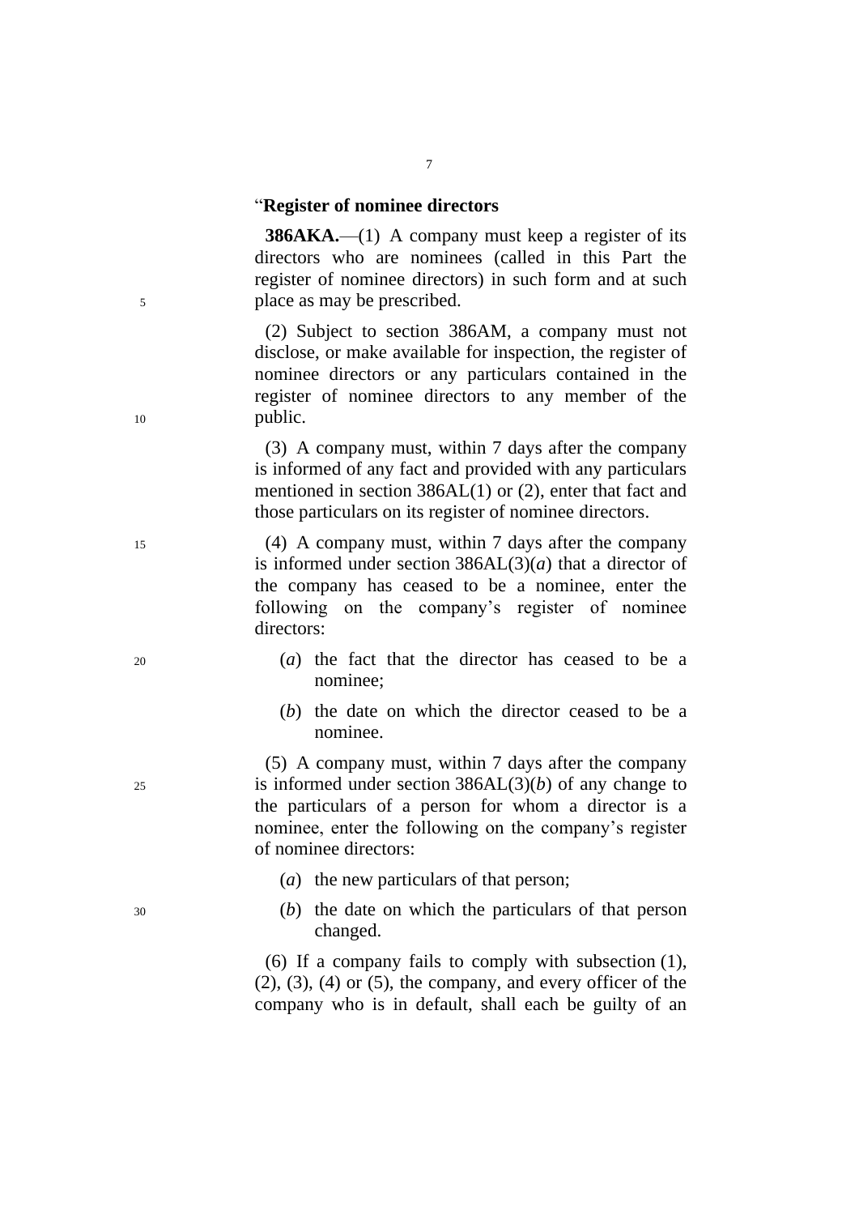“**Register of nominee directors**

**386AKA.**—(1) A company must keep a register of its directors who are nominees (called in this Part the register of nominee directors) in such form and at such place as may be prescribed.

(2) Subject to section 386AM, a company must not disclose, or make available for inspection, the register of nominee directors or any particulars contained in the register of nominee directors to any member of the public.

(3) A company must, within 7 days after the company is informed of any fact and provided with any particulars mentioned in section 386AL(1) or (2), enter that fact and those particulars on its register of nominee directors.

(4) A company must, within 7 days after the company is informed under section 386AL(3)(*a*) that a director of the company has ceased to be a nominee, enter the following on the company’s register of nominee directors:

(*a*) the fact that the director has ceased to be a nominee;

(*b*) the date on which the director ceased to be a nominee.

(5) A company must, within 7 days after the company is informed under section 386AL(3)(*b*) of any change to the particulars of a person for whom a director is a nominee, enter the following on the company’s register of nominee directors:

(*a*) the new particulars of that person;

(*b*) the date on which the particulars of that person changed.

(6) If a company fails to comply with subsection (1), (2), (3), (4) or (5), the company, and every officer of the company who is in default, shall each be guilty of an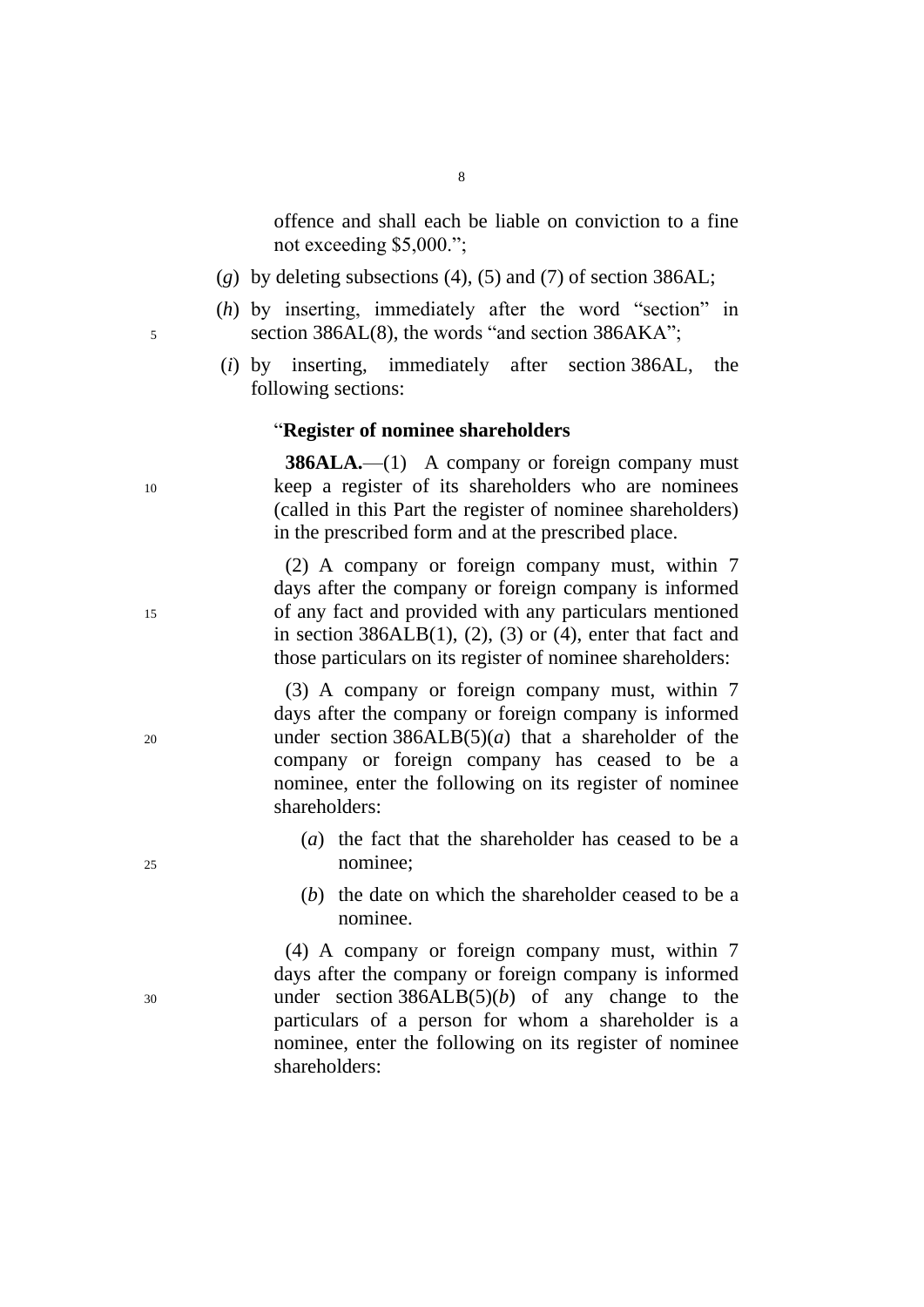offence and shall each be liable on conviction to a fine not exceeding $5,000.";

(*g*) by deleting subsections (4), (5) and (7) of section 386AL;

(*h*) by inserting, immediately after the word "section" in section 386AL(8), the words "and section 386AKA";

(*i*) by inserting, immediately after section 386AL, the following sections:

"**Register of nominee shareholders**

**386ALA.**—(1) A company or foreign company must keep a register of its shareholders who are nominees (called in this Part the register of nominee shareholders) in the prescribed form and at the prescribed place.

(2) A company or foreign company must, within 7 days after the company or foreign company is informed of any fact and provided with any particulars mentioned in section 386ALB(1), (2), (3) or (4), enter that fact and those particulars on its register of nominee shareholders:

(3) A company or foreign company must, within 7 days after the company or foreign company is informed under section 386ALB(5)(*a*) that a shareholder of the company or foreign company has ceased to be a nominee, enter the following on its register of nominee shareholders:

(*a*) the fact that the shareholder has ceased to be a nominee;

(*b*) the date on which the shareholder ceased to be a nominee.

(4) A company or foreign company must, within 7 days after the company or foreign company is informed under section 386ALB(5)(*b*) of any change to the particulars of a person for whom a shareholder is a nominee, enter the following on its register of nominee shareholders: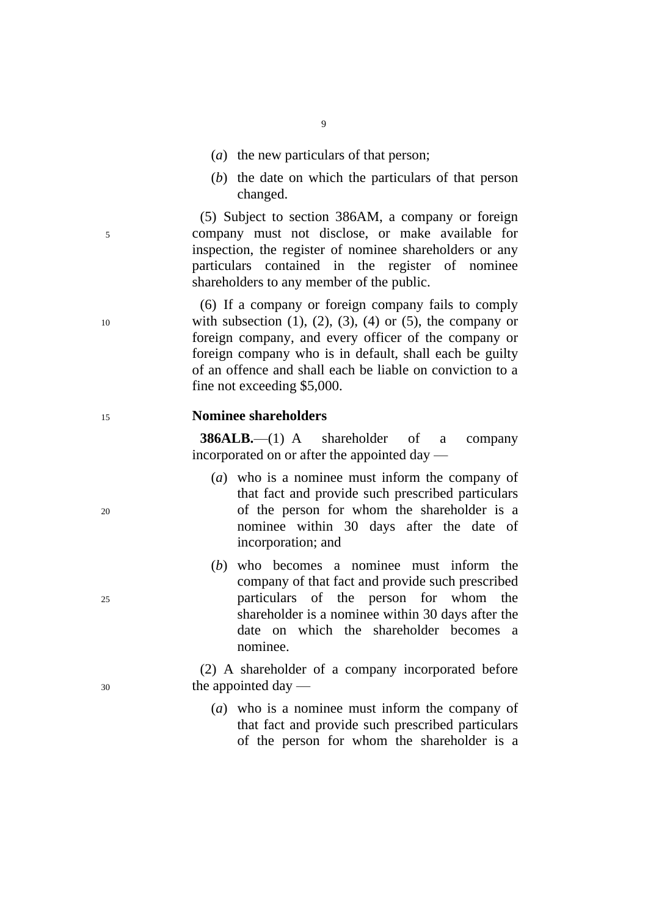(*a*) the new particulars of that person;

(*b*) the date on which the particulars of that person changed.

(5) Subject to section 386AM, a company or foreign company must not disclose, or make available for inspection, the register of nominee shareholders or any particulars contained in the register of nominee shareholders to any member of the public.

(6) If a company or foreign company fails to comply with subsection (1), (2), (3), (4) or (5), the company or foreign company, and every officer of the company or foreign company who is in default, shall each be guilty of an offence and shall each be liable on conviction to a fine not exceeding $5,000.

**Nominee shareholders**

**386ALB.**—(1) A shareholder of a company incorporated on or after the appointed day —

(*a*) who is a nominee must inform the company of that fact and provide such prescribed particulars of the person for whom the shareholder is a nominee within 30 days after the date of incorporation; and

(*b*) who becomes a nominee must inform the company of that fact and provide such prescribed particulars of the person for whom the shareholder is a nominee within 30 days after the date on which the shareholder becomes a nominee.

(2) A shareholder of a company incorporated before the appointed day —

(*a*) who is a nominee must inform the company of that fact and provide such prescribed particulars of the person for whom the shareholder is a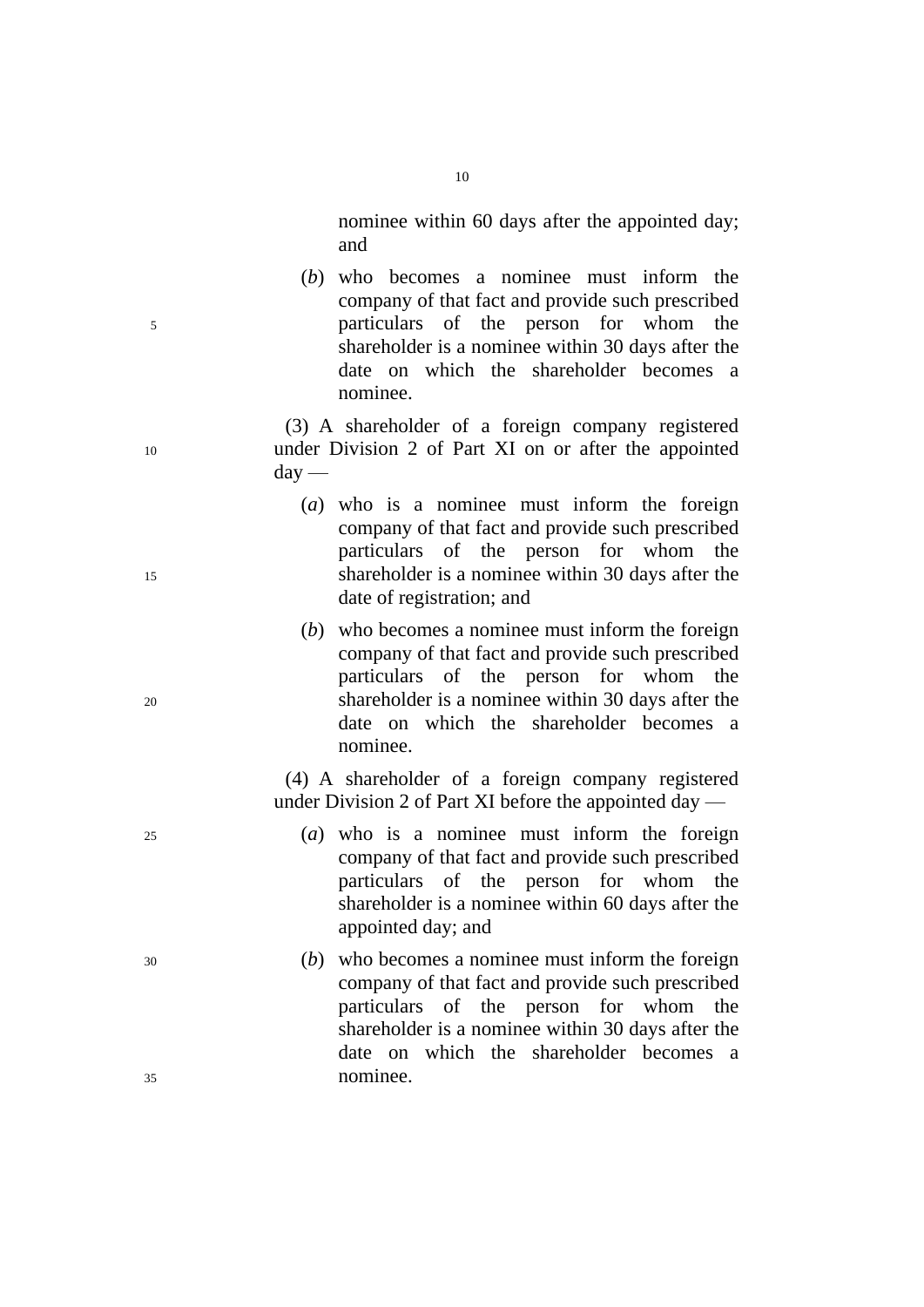nominee within 60 days after the appointed day; and

(*b*) who becomes a nominee must inform the company of that fact and provide such prescribed particulars of the person for whom the shareholder is a nominee within 30 days after the date on which the shareholder becomes a nominee.

(3) A shareholder of a foreign company registered under Division 2 of Part XI on or after the appointed day —

(*a*) who is a nominee must inform the foreign company of that fact and provide such prescribed particulars of the person for whom the shareholder is a nominee within 30 days after the date of registration; and

(*b*) who becomes a nominee must inform the foreign company of that fact and provide such prescribed particulars of the person for whom the shareholder is a nominee within 30 days after the date on which the shareholder becomes a nominee.

(4) A shareholder of a foreign company registered under Division 2 of Part XI before the appointed day —

(*a*) who is a nominee must inform the foreign company of that fact and provide such prescribed particulars of the person for whom the shareholder is a nominee within 60 days after the appointed day; and

(*b*) who becomes a nominee must inform the foreign company of that fact and provide such prescribed particulars of the person for whom the shareholder is a nominee within 30 days after the date on which the shareholder becomes a nominee.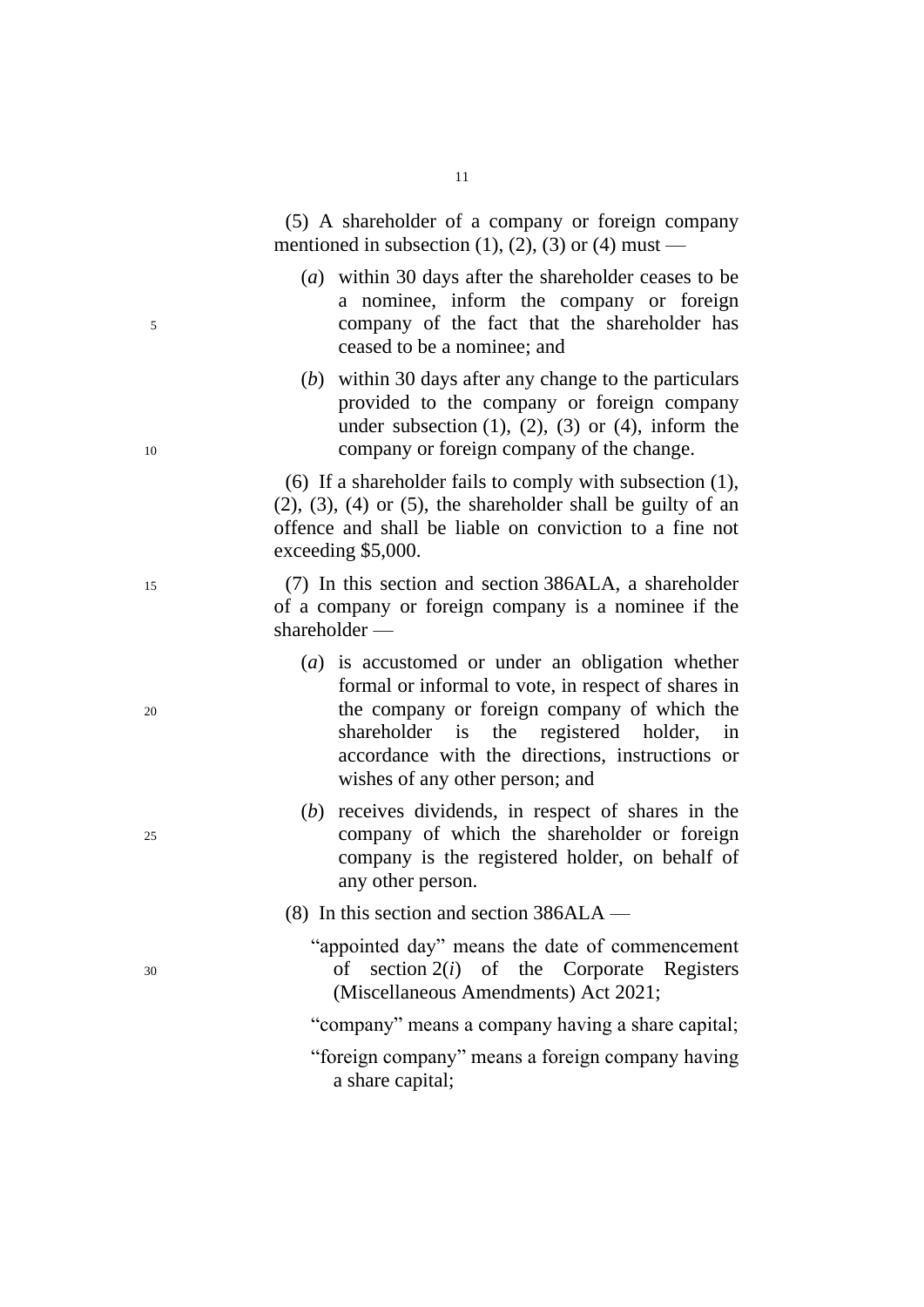(5) A shareholder of a company or foreign company mentioned in subsection (1), (2), (3) or (4) must —

(*a*) within 30 days after the shareholder ceases to be a nominee, inform the company or foreign company of the fact that the shareholder has ceased to be a nominee; and

(*b*) within 30 days after any change to the particulars provided to the company or foreign company under subsection (1), (2), (3) or (4), inform the company or foreign company of the change.

(6) If a shareholder fails to comply with subsection (1), (2), (3), (4) or (5), the shareholder shall be guilty of an offence and shall be liable on conviction to a fine not exceeding $5,000.

(7) In this section and section 386ALA, a shareholder of a company or foreign company is a nominee if the shareholder —

(*a*) is accustomed or under an obligation whether formal or informal to vote, in respect of shares in the company or foreign company of which the shareholder is the registered holder, in accordance with the directions, instructions or wishes of any other person; and

(*b*) receives dividends, in respect of shares in the company of which the shareholder or foreign company is the registered holder, on behalf of any other person.

(8) In this section and section 386ALA —

"appointed day" means the date of commencement of section 2(*i*) of the Corporate Registers (Miscellaneous Amendments) Act 2021;

"company" means a company having a share capital;

"foreign company" means a foreign company having a share capital;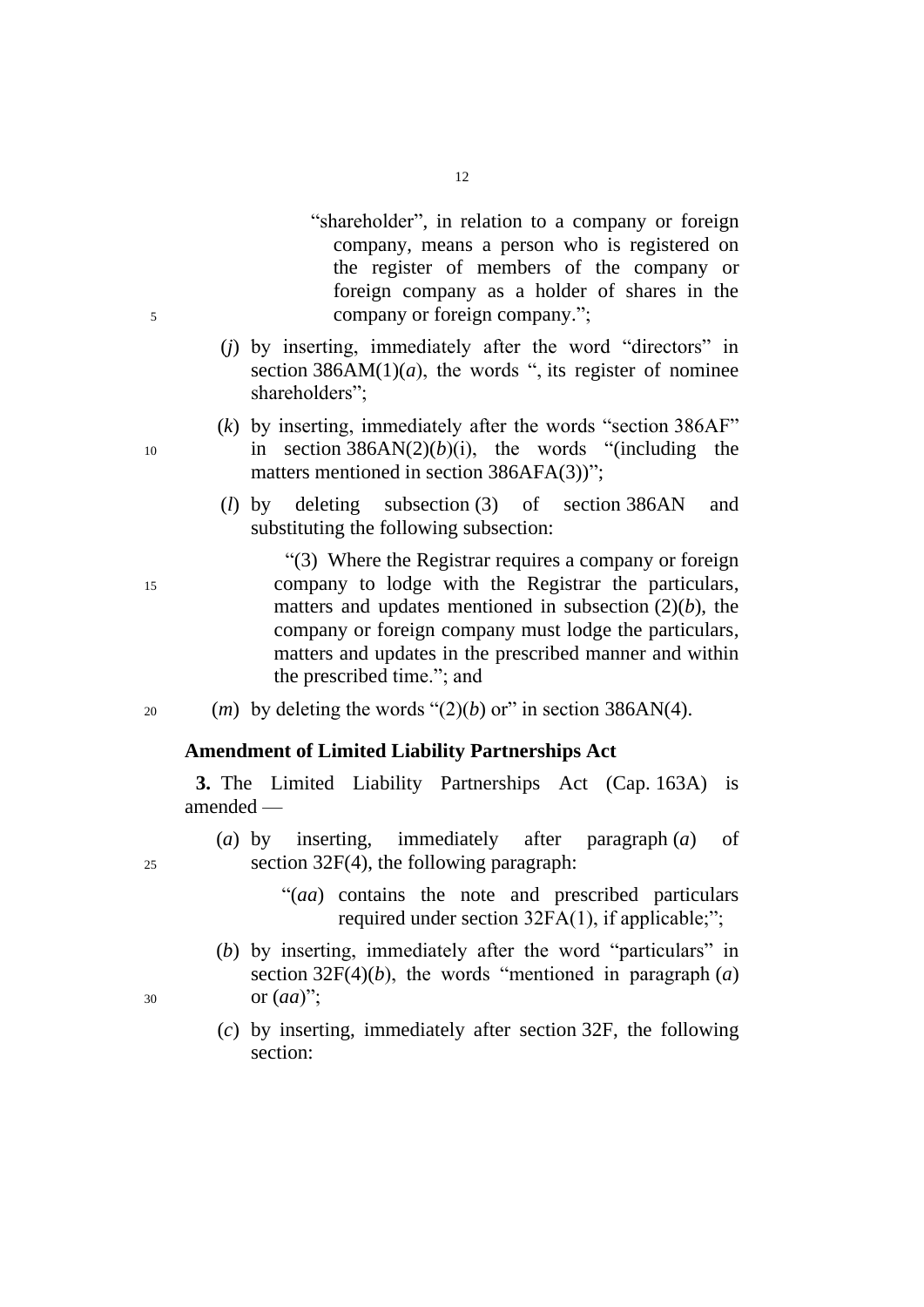"shareholder", in relation to a company or foreign company, means a person who is registered on the register of members of the company or foreign company as a holder of shares in the company or foreign company.";

(*j*) by inserting, immediately after the word "directors" in section 386AM(1)(*a*), the words ", its register of nominee shareholders";

(*k*) by inserting, immediately after the words "section 386AF" in section 386AN(2)(*b*)(i), the words "(including the matters mentioned in section 386AFA(3))";

(*l*) by deleting subsection (3) of section 386AN and substituting the following subsection:

"(3) Where the Registrar requires a company or foreign company to lodge with the Registrar the particulars, matters and updates mentioned in subsection (2)(*b*), the company or foreign company must lodge the particulars, matters and updates in the prescribed manner and within the prescribed time."; and

(*m*) by deleting the words "(2)(*b*) or" in section 386AN(4).

**Amendment of Limited Liability Partnerships Act**

**3.** The Limited Liability Partnerships Act (Cap. 163A) is amended —

(*a*) by inserting, immediately after paragraph (*a*) of section 32F(4), the following paragraph:

"(*aa*) contains the note and prescribed particulars required under section 32FA(1), if applicable;";

(*b*) by inserting, immediately after the word "particulars" in section 32F(4)(*b*), the words "mentioned in paragraph (*a*) or (*aa*)";

(*c*) by inserting, immediately after section 32F, the following section: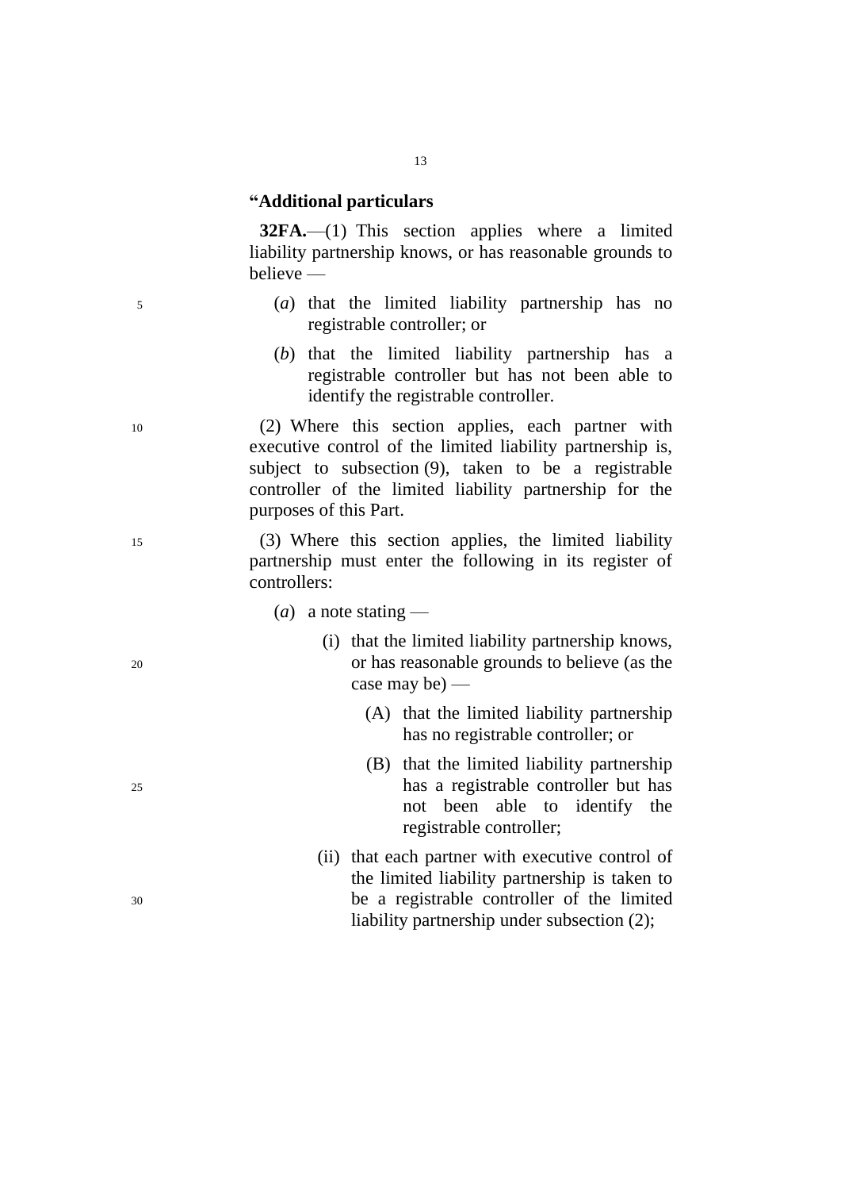**“Additional particulars**

**32FA.**—(1) This section applies where a limited liability partnership knows, or has reasonable grounds to believe —

(*a*) that the limited liability partnership has no registrable controller; or

(*b*) that the limited liability partnership has a registrable controller but has not been able to identify the registrable controller.

(2) Where this section applies, each partner with executive control of the limited liability partnership is, subject to subsection (9), taken to be a registrable controller of the limited liability partnership for the purposes of this Part.

(3) Where this section applies, the limited liability partnership must enter the following in its register of controllers:

(*a*) a note stating —

(i) that the limited liability partnership knows, or has reasonable grounds to believe (as the case may be) —

(A) that the limited liability partnership has no registrable controller; or

(B) that the limited liability partnership has a registrable controller but has not been able to identify the registrable controller;

(ii) that each partner with executive control of the limited liability partnership is taken to be a registrable controller of the limited liability partnership under subsection (2);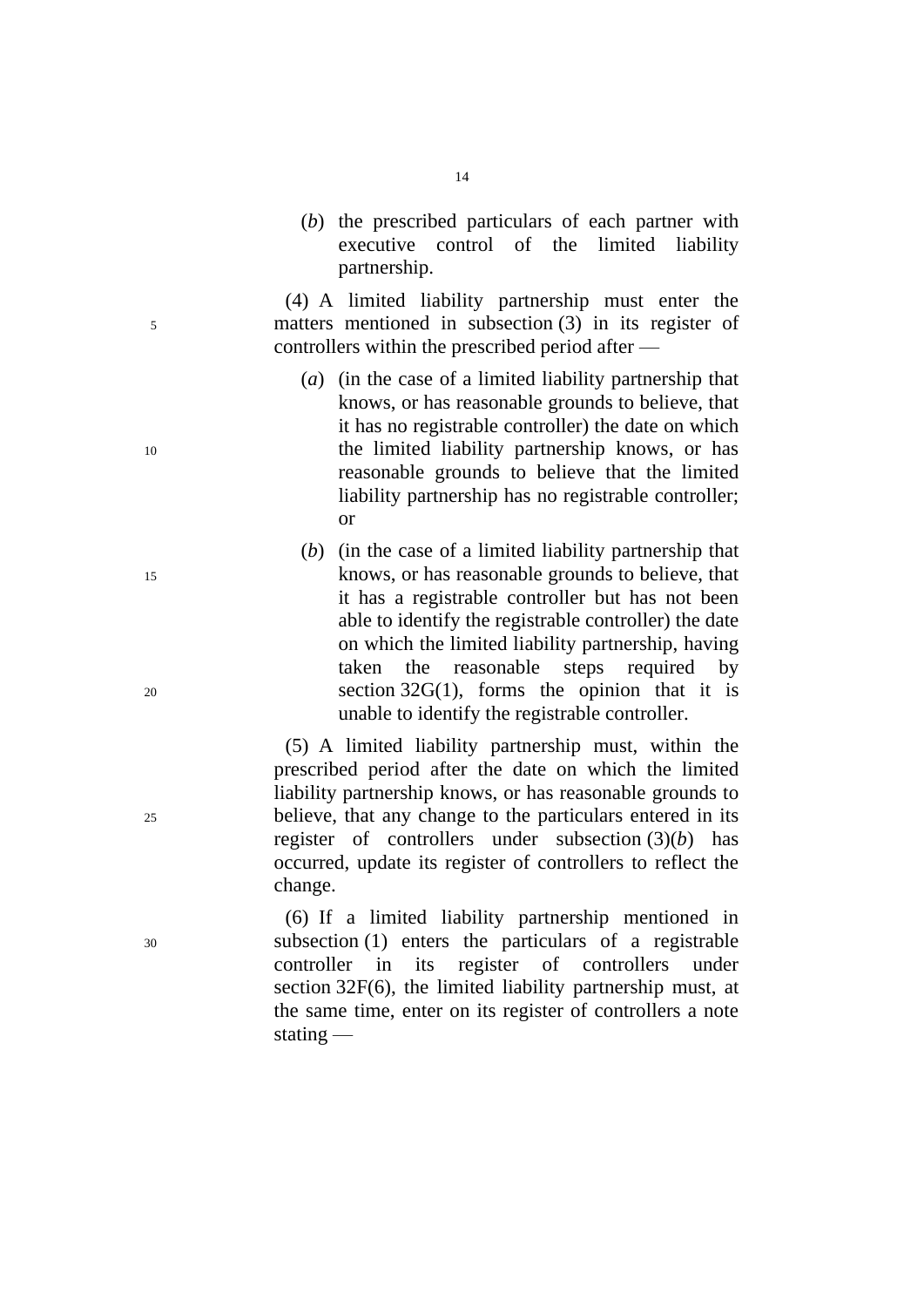(*b*) the prescribed particulars of each partner with executive control of the limited liability partnership.

(4) A limited liability partnership must enter the matters mentioned in subsection (3) in its register of controllers within the prescribed period after —

(*a*) (in the case of a limited liability partnership that knows, or has reasonable grounds to believe, that it has no registrable controller) the date on which the limited liability partnership knows, or has reasonable grounds to believe that the limited liability partnership has no registrable controller; or

(*b*) (in the case of a limited liability partnership that knows, or has reasonable grounds to believe, that it has a registrable controller but has not been able to identify the registrable controller) the date on which the limited liability partnership, having taken the reasonable steps required by section 32G(1), forms the opinion that it is unable to identify the registrable controller.

(5) A limited liability partnership must, within the prescribed period after the date on which the limited liability partnership knows, or has reasonable grounds to believe, that any change to the particulars entered in its register of controllers under subsection (3)(*b*) has occurred, update its register of controllers to reflect the change.

(6) If a limited liability partnership mentioned in subsection (1) enters the particulars of a registrable controller in its register of controllers under section 32F(6), the limited liability partnership must, at the same time, enter on its register of controllers a note stating —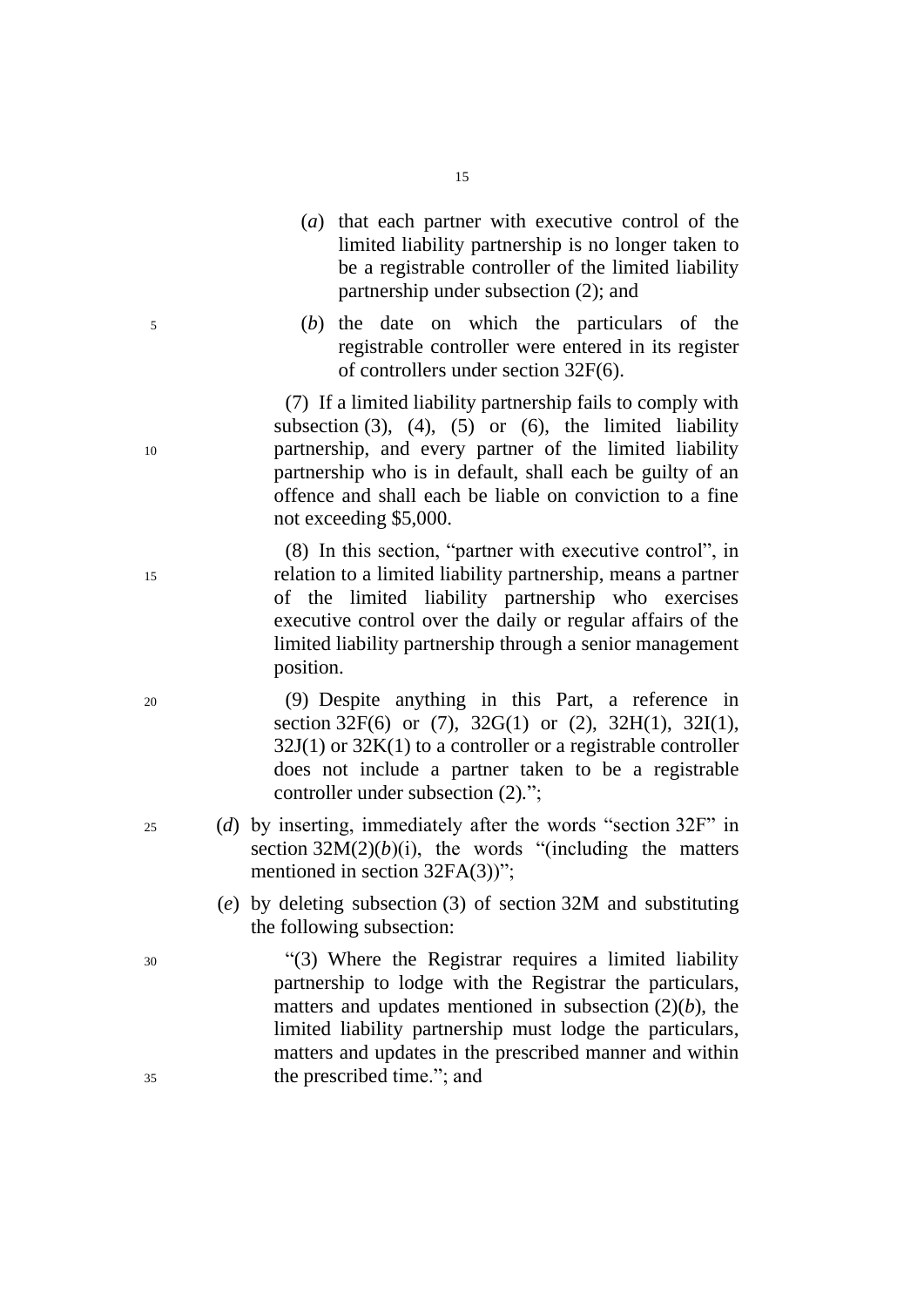(*a*) that each partner with executive control of the limited liability partnership is no longer taken to be a registrable controller of the limited liability partnership under subsection (2); and

(*b*) the date on which the particulars of the registrable controller were entered in its register of controllers under section 32F(6).

(7) If a limited liability partnership fails to comply with subsection (3), (4), (5) or (6), the limited liability partnership, and every partner of the limited liability partnership who is in default, shall each be guilty of an offence and shall each be liable on conviction to a fine not exceeding $5,000.

(8) In this section, "partner with executive control", in relation to a limited liability partnership, means a partner of the limited liability partnership who exercises executive control over the daily or regular affairs of the limited liability partnership through a senior management position.

(9) Despite anything in this Part, a reference in section 32F(6) or (7), 32G(1) or (2), 32H(1), 32I(1), 32J(1) or 32K(1) to a controller or a registrable controller does not include a partner taken to be a registrable controller under subsection (2).";

(*d*) by inserting, immediately after the words "section 32F" in section 32M(2)(*b*)(i), the words "(including the matters mentioned in section 32FA(3))";

(*e*) by deleting subsection (3) of section 32M and substituting the following subsection:

"(3) Where the Registrar requires a limited liability partnership to lodge with the Registrar the particulars, matters and updates mentioned in subsection (2)(*b*), the limited liability partnership must lodge the particulars, matters and updates in the prescribed manner and within the prescribed time."; and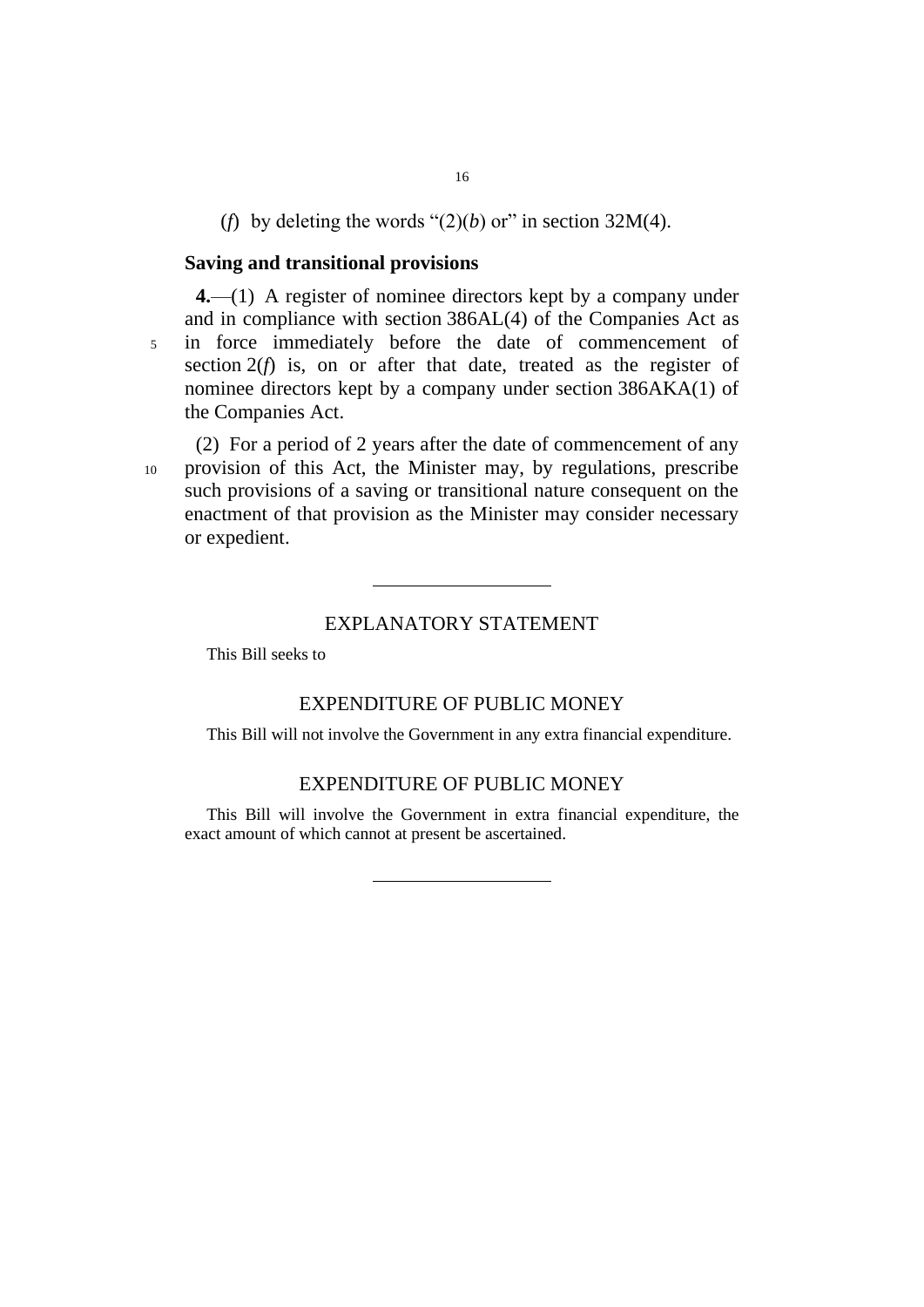(*f*) by deleting the words "(2)(*b*) or" in section 32M(4).

**Saving and transitional provisions**

**4.**—(1) A register of nominee directors kept by a company under and in compliance with section 386AL(4) of the Companies Act as in force immediately before the date of commencement of section 2(*f*) is, on or after that date, treated as the register of nominee directors kept by a company under section 386AKA(1) of the Companies Act.

(2) For a period of 2 years after the date of commencement of any provision of this Act, the Minister may, by regulations, prescribe such provisions of a saving or transitional nature consequent on the enactment of that provision as the Minister may consider necessary or expedient.

---

EXPLANATORY STATEMENT

This Bill seeks to

EXPENDITURE OF PUBLIC MONEY

This Bill will not involve the Government in any extra financial expenditure.

EXPENDITURE OF PUBLIC MONEY

This Bill will involve the Government in extra financial expenditure, the exact amount of which cannot at present be ascertained.

---